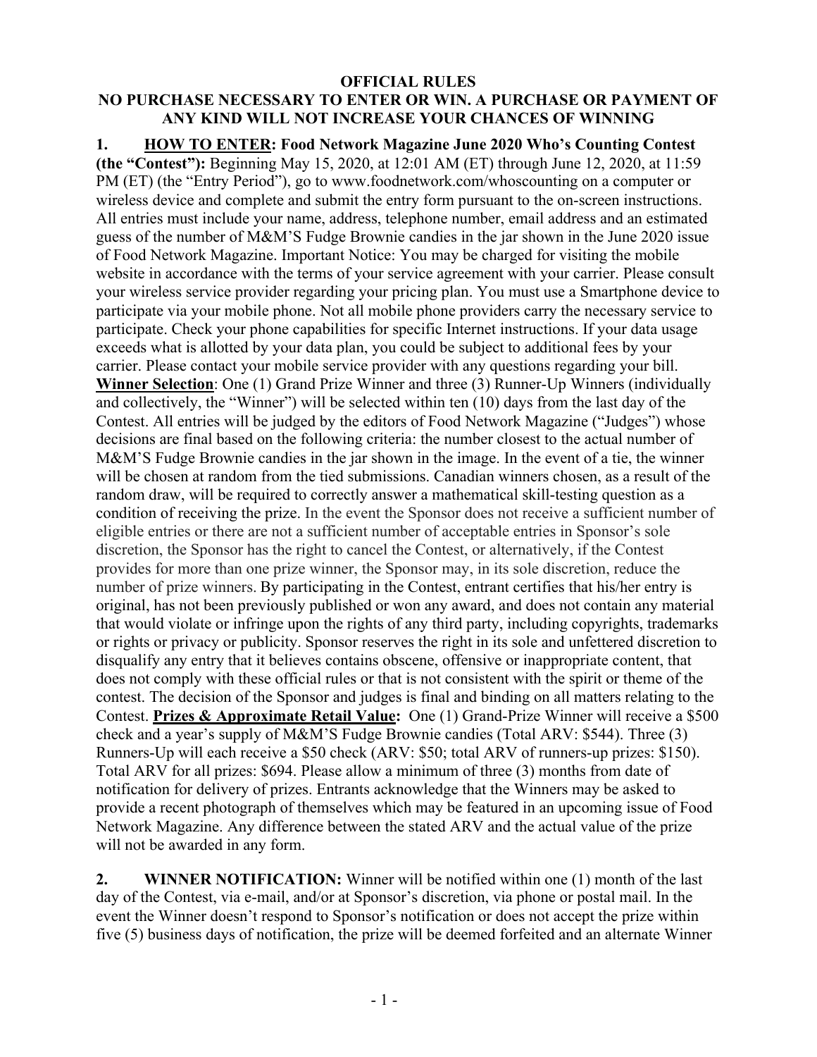**OFFICIAL RULES**

**NO PURCHASE NECESSARY TO ENTER OR WIN. A PURCHASE OR PAYMENT OF ANY KIND WILL NOT INCREASE YOUR CHANCES OF WINNING**

**1. <u>HOW TO ENTER</u>: Food Network Magazine June 2020 Who's Counting Contest (the "Contest"):** Beginning May 15, 2020, at 12:01 AM (ET) through June 12, 2020, at 11:59 PM (ET) (the "Entry Period"), go to www.foodnetwork.com/whoscounting on a computer or wireless device and complete and submit the entry form pursuant to the on-screen instructions. All entries must include your name, address, telephone number, email address and an estimated guess of the number of M&M'S Fudge Brownie candies in the jar shown in the June 2020 issue of Food Network Magazine. Important Notice: You may be charged for visiting the mobile website in accordance with the terms of your service agreement with your carrier. Please consult your wireless service provider regarding your pricing plan. You must use a Smartphone device to participate via your mobile phone. Not all mobile phone providers carry the necessary service to participate. Check your phone capabilities for specific Internet instructions. If your data usage exceeds what is allotted by your data plan, you could be subject to additional fees by your carrier. Please contact your mobile service provider with any questions regarding your bill. **<u>Winner Selection</u>**: One (1) Grand Prize Winner and three (3) Runner-Up Winners (individually and collectively, the "Winner") will be selected within ten (10) days from the last day of the Contest. All entries will be judged by the editors of Food Network Magazine ("Judges") whose decisions are final based on the following criteria: the number closest to the actual number of M&M'S Fudge Brownie candies in the jar shown in the image. In the event of a tie, the winner will be chosen at random from the tied submissions. Canadian winners chosen, as a result of the random draw, will be required to correctly answer a mathematical skill-testing question as a condition of receiving the prize. In the event the Sponsor does not receive a sufficient number of eligible entries or there are not a sufficient number of acceptable entries in Sponsor's sole discretion, the Sponsor has the right to cancel the Contest, or alternatively, if the Contest provides for more than one prize winner, the Sponsor may, in its sole discretion, reduce the number of prize winners. By participating in the Contest, entrant certifies that his/her entry is original, has not been previously published or won any award, and does not contain any material that would violate or infringe upon the rights of any third party, including copyrights, trademarks or rights or privacy or publicity. Sponsor reserves the right in its sole and unfettered discretion to disqualify any entry that it believes contains obscene, offensive or inappropriate content, that does not comply with these official rules or that is not consistent with the spirit or theme of the contest. The decision of the Sponsor and judges is final and binding on all matters relating to the Contest. **<u>Prizes & Approximate Retail Value</u>:** One (1) Grand-Prize Winner will receive a $500 check and a year's supply of M&M'S Fudge Brownie candies (Total ARV: $544). Three (3) Runners-Up will each receive a $50 check (ARV: $50; total ARV of runners-up prizes: $150). Total ARV for all prizes: $694. Please allow a minimum of three (3) months from date of notification for delivery of prizes. Entrants acknowledge that the Winners may be asked to provide a recent photograph of themselves which may be featured in an upcoming issue of Food Network Magazine. Any difference between the stated ARV and the actual value of the prize will not be awarded in any form.

**2. WINNER NOTIFICATION:** Winner will be notified within one (1) month of the last day of the Contest, via e-mail, and/or at Sponsor's discretion, via phone or postal mail. In the event the Winner doesn't respond to Sponsor's notification or does not accept the prize within five (5) business days of notification, the prize will be deemed forfeited and an alternate Winner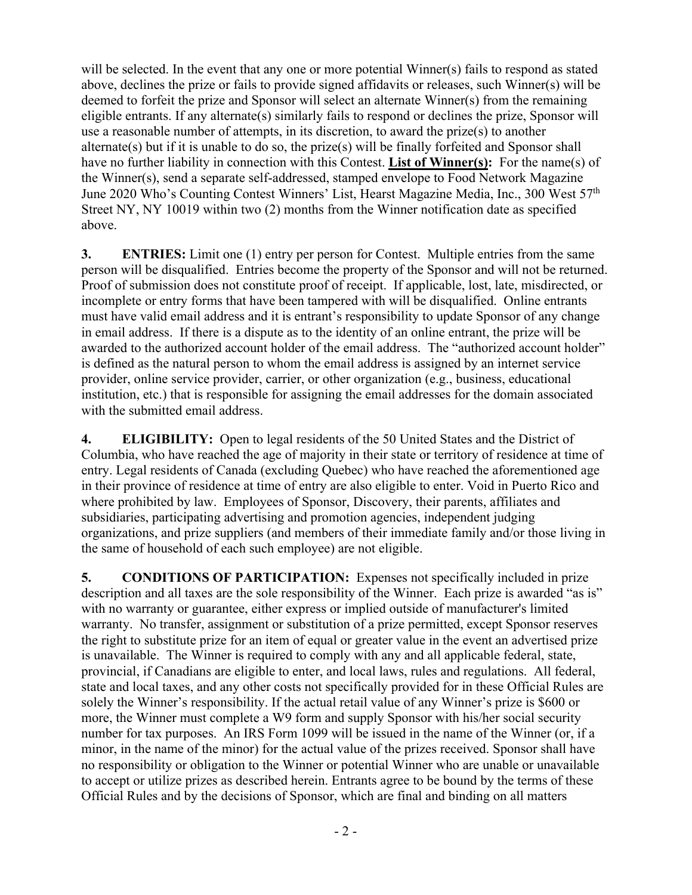will be selected. In the event that any one or more potential Winner(s) fails to respond as stated above, declines the prize or fails to provide signed affidavits or releases, such Winner(s) will be deemed to forfeit the prize and Sponsor will select an alternate Winner(s) from the remaining eligible entrants. If any alternate(s) similarly fails to respond or declines the prize, Sponsor will use a reasonable number of attempts, in its discretion, to award the prize(s) to another alternate(s) but if it is unable to do so, the prize(s) will be finally forfeited and Sponsor shall have no further liability in connection with this Contest. **List of Winner(s):** For the name(s) of the Winner(s), send a separate self-addressed, stamped envelope to Food Network Magazine June 2020 Who's Counting Contest Winners' List, Hearst Magazine Media, Inc., 300 West 57th Street NY, NY 10019 within two (2) months from the Winner notification date as specified above.

**3. ENTRIES:** Limit one (1) entry per person for Contest. Multiple entries from the same person will be disqualified. Entries become the property of the Sponsor and will not be returned. Proof of submission does not constitute proof of receipt. If applicable, lost, late, misdirected, or incomplete or entry forms that have been tampered with will be disqualified. Online entrants must have valid email address and it is entrant's responsibility to update Sponsor of any change in email address. If there is a dispute as to the identity of an online entrant, the prize will be awarded to the authorized account holder of the email address. The "authorized account holder" is defined as the natural person to whom the email address is assigned by an internet service provider, online service provider, carrier, or other organization (e.g., business, educational institution, etc.) that is responsible for assigning the email addresses for the domain associated with the submitted email address.

**4. ELIGIBILITY:** Open to legal residents of the 50 United States and the District of Columbia, who have reached the age of majority in their state or territory of residence at time of entry. Legal residents of Canada (excluding Quebec) who have reached the aforementioned age in their province of residence at time of entry are also eligible to enter. Void in Puerto Rico and where prohibited by law. Employees of Sponsor, Discovery, their parents, affiliates and subsidiaries, participating advertising and promotion agencies, independent judging organizations, and prize suppliers (and members of their immediate family and/or those living in the same of household of each such employee) are not eligible.

**5. CONDITIONS OF PARTICIPATION:** Expenses not specifically included in prize description and all taxes are the sole responsibility of the Winner. Each prize is awarded "as is" with no warranty or guarantee, either express or implied outside of manufacturer's limited warranty. No transfer, assignment or substitution of a prize permitted, except Sponsor reserves the right to substitute prize for an item of equal or greater value in the event an advertised prize is unavailable. The Winner is required to comply with any and all applicable federal, state, provincial, if Canadians are eligible to enter, and local laws, rules and regulations. All federal, state and local taxes, and any other costs not specifically provided for in these Official Rules are solely the Winner's responsibility. If the actual retail value of any Winner's prize is $600 or more, the Winner must complete a W9 form and supply Sponsor with his/her social security number for tax purposes. An IRS Form 1099 will be issued in the name of the Winner (or, if a minor, in the name of the minor) for the actual value of the prizes received. Sponsor shall have no responsibility or obligation to the Winner or potential Winner who are unable or unavailable to accept or utilize prizes as described herein. Entrants agree to be bound by the terms of these Official Rules and by the decisions of Sponsor, which are final and binding on all matters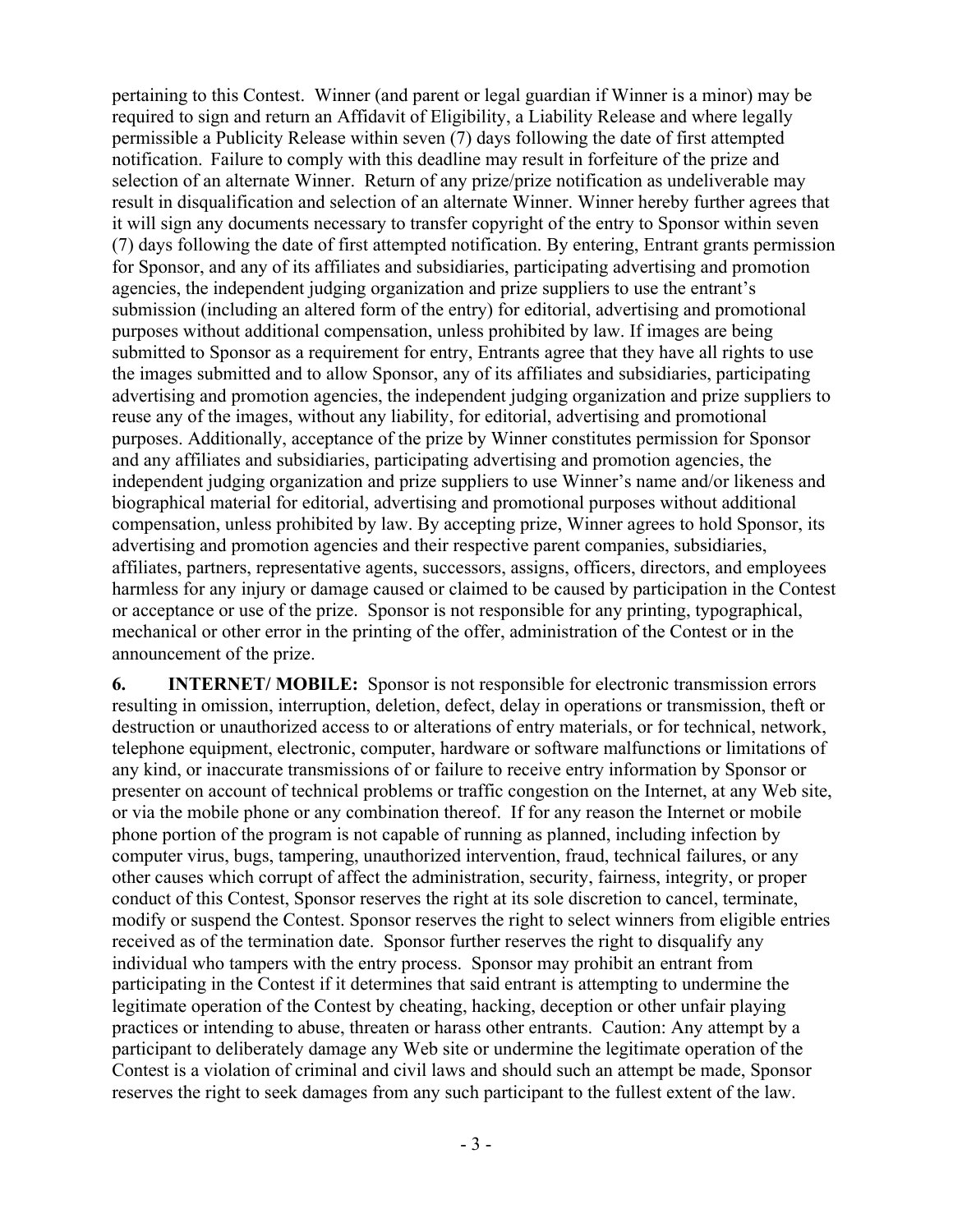pertaining to this Contest. Winner (and parent or legal guardian if Winner is a minor) may be required to sign and return an Affidavit of Eligibility, a Liability Release and where legally permissible a Publicity Release within seven (7) days following the date of first attempted notification. Failure to comply with this deadline may result in forfeiture of the prize and selection of an alternate Winner. Return of any prize/prize notification as undeliverable may result in disqualification and selection of an alternate Winner. Winner hereby further agrees that it will sign any documents necessary to transfer copyright of the entry to Sponsor within seven (7) days following the date of first attempted notification. By entering, Entrant grants permission for Sponsor, and any of its affiliates and subsidiaries, participating advertising and promotion agencies, the independent judging organization and prize suppliers to use the entrant's submission (including an altered form of the entry) for editorial, advertising and promotional purposes without additional compensation, unless prohibited by law. If images are being submitted to Sponsor as a requirement for entry, Entrants agree that they have all rights to use the images submitted and to allow Sponsor, any of its affiliates and subsidiaries, participating advertising and promotion agencies, the independent judging organization and prize suppliers to reuse any of the images, without any liability, for editorial, advertising and promotional purposes. Additionally, acceptance of the prize by Winner constitutes permission for Sponsor and any affiliates and subsidiaries, participating advertising and promotion agencies, the independent judging organization and prize suppliers to use Winner's name and/or likeness and biographical material for editorial, advertising and promotional purposes without additional compensation, unless prohibited by law. By accepting prize, Winner agrees to hold Sponsor, its advertising and promotion agencies and their respective parent companies, subsidiaries, affiliates, partners, representative agents, successors, assigns, officers, directors, and employees harmless for any injury or damage caused or claimed to be caused by participation in the Contest or acceptance or use of the prize. Sponsor is not responsible for any printing, typographical, mechanical or other error in the printing of the offer, administration of the Contest or in the announcement of the prize.

**6. INTERNET/ MOBILE:** Sponsor is not responsible for electronic transmission errors resulting in omission, interruption, deletion, defect, delay in operations or transmission, theft or destruction or unauthorized access to or alterations of entry materials, or for technical, network, telephone equipment, electronic, computer, hardware or software malfunctions or limitations of any kind, or inaccurate transmissions of or failure to receive entry information by Sponsor or presenter on account of technical problems or traffic congestion on the Internet, at any Web site, or via the mobile phone or any combination thereof. If for any reason the Internet or mobile phone portion of the program is not capable of running as planned, including infection by computer virus, bugs, tampering, unauthorized intervention, fraud, technical failures, or any other causes which corrupt of affect the administration, security, fairness, integrity, or proper conduct of this Contest, Sponsor reserves the right at its sole discretion to cancel, terminate, modify or suspend the Contest. Sponsor reserves the right to select winners from eligible entries received as of the termination date. Sponsor further reserves the right to disqualify any individual who tampers with the entry process. Sponsor may prohibit an entrant from participating in the Contest if it determines that said entrant is attempting to undermine the legitimate operation of the Contest by cheating, hacking, deception or other unfair playing practices or intending to abuse, threaten or harass other entrants. Caution: Any attempt by a participant to deliberately damage any Web site or undermine the legitimate operation of the Contest is a violation of criminal and civil laws and should such an attempt be made, Sponsor reserves the right to seek damages from any such participant to the fullest extent of the law.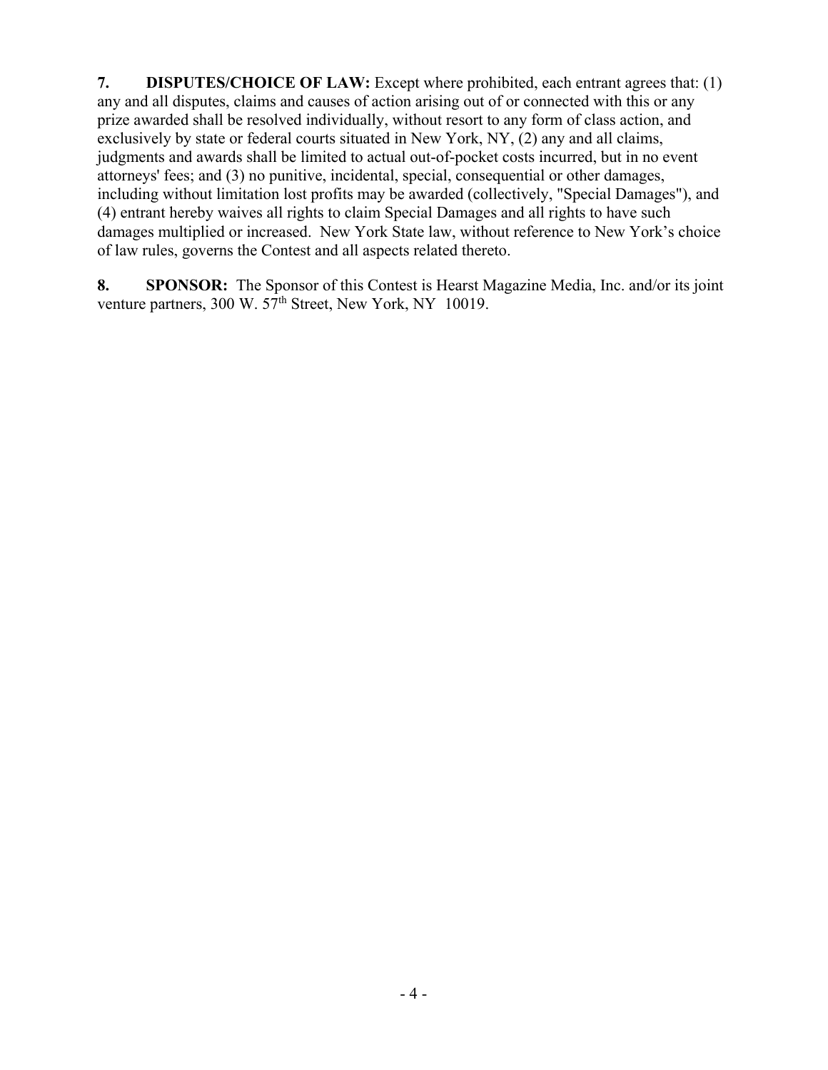**7. DISPUTES/CHOICE OF LAW:** Except where prohibited, each entrant agrees that: (1) any and all disputes, claims and causes of action arising out of or connected with this or any prize awarded shall be resolved individually, without resort to any form of class action, and exclusively by state or federal courts situated in New York, NY, (2) any and all claims, judgments and awards shall be limited to actual out-of-pocket costs incurred, but in no event attorneys' fees; and (3) no punitive, incidental, special, consequential or other damages, including without limitation lost profits may be awarded (collectively, "Special Damages"), and (4) entrant hereby waives all rights to claim Special Damages and all rights to have such damages multiplied or increased. New York State law, without reference to New York's choice of law rules, governs the Contest and all aspects related thereto.

**8. SPONSOR:** The Sponsor of this Contest is Hearst Magazine Media, Inc. and/or its joint venture partners, 300 W. 57th Street, New York, NY 10019.